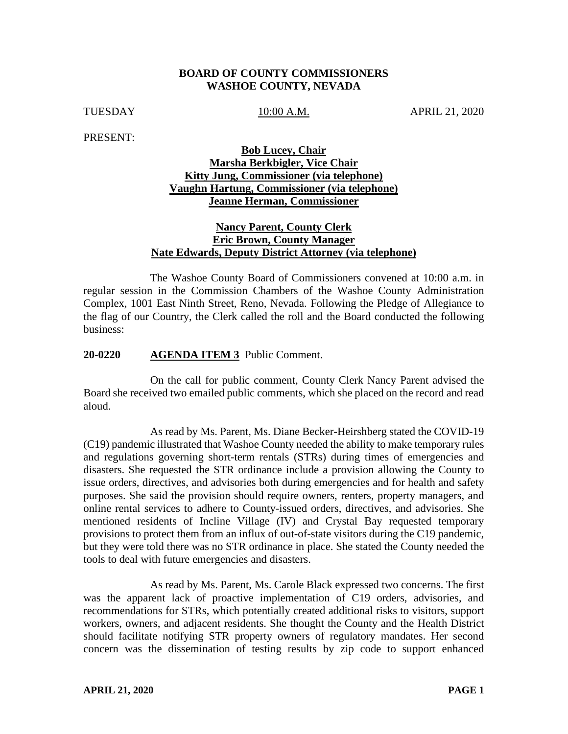# BOARD OF COUNTY COMMISSIONERS
# WASHOE COUNTY, NEVADA

TUESDAY 10:00 A.M. APRIL 21, 2020

PRESENT:

**Bob Lucey, Chair**
**Marsha Berkbigler, Vice Chair**
**Kitty Jung, Commissioner (via telephone)**
**Vaughn Hartung, Commissioner (via telephone)**
**Jeanne Herman, Commissioner**

**Nancy Parent, County Clerk**
**Eric Brown, County Manager**
**Nate Edwards, Deputy District Attorney (via telephone)**

The Washoe County Board of Commissioners convened at 10:00 a.m. in regular session in the Commission Chambers of the Washoe County Administration Complex, 1001 East Ninth Street, Reno, Nevada. Following the Pledge of Allegiance to the flag of our Country, the Clerk called the roll and the Board conducted the following business:

**20-0220** **AGENDA ITEM 3** Public Comment.

On the call for public comment, County Clerk Nancy Parent advised the Board she received two emailed public comments, which she placed on the record and read aloud.

As read by Ms. Parent, Ms. Diane Becker-Heirshberg stated the COVID-19 (C19) pandemic illustrated that Washoe County needed the ability to make temporary rules and regulations governing short-term rentals (STRs) during times of emergencies and disasters. She requested the STR ordinance include a provision allowing the County to issue orders, directives, and advisories both during emergencies and for health and safety purposes. She said the provision should require owners, renters, property managers, and online rental services to adhere to County-issued orders, directives, and advisories. She mentioned residents of Incline Village (IV) and Crystal Bay requested temporary provisions to protect them from an influx of out-of-state visitors during the C19 pandemic, but they were told there was no STR ordinance in place. She stated the County needed the tools to deal with future emergencies and disasters.

As read by Ms. Parent, Ms. Carole Black expressed two concerns. The first was the apparent lack of proactive implementation of C19 orders, advisories, and recommendations for STRs, which potentially created additional risks to visitors, support workers, owners, and adjacent residents. She thought the County and the Health District should facilitate notifying STR property owners of regulatory mandates. Her second concern was the dissemination of testing results by zip code to support enhanced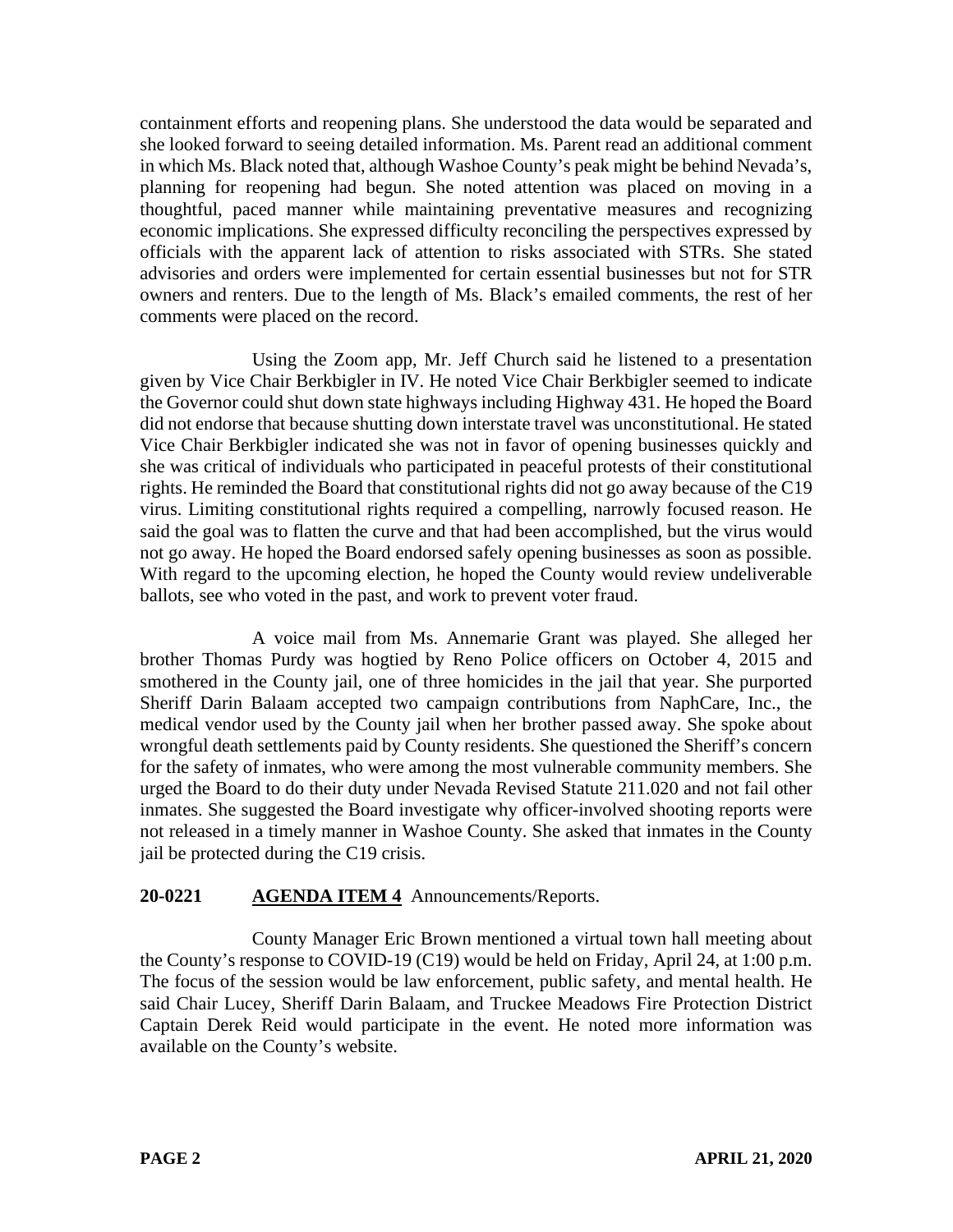containment efforts and reopening plans. She understood the data would be separated and she looked forward to seeing detailed information. Ms. Parent read an additional comment in which Ms. Black noted that, although Washoe County's peak might be behind Nevada's, planning for reopening had begun. She noted attention was placed on moving in a thoughtful, paced manner while maintaining preventative measures and recognizing economic implications. She expressed difficulty reconciling the perspectives expressed by officials with the apparent lack of attention to risks associated with STRs. She stated advisories and orders were implemented for certain essential businesses but not for STR owners and renters. Due to the length of Ms. Black's emailed comments, the rest of her comments were placed on the record.

Using the Zoom app, Mr. Jeff Church said he listened to a presentation given by Vice Chair Berkbigler in IV. He noted Vice Chair Berkbigler seemed to indicate the Governor could shut down state highways including Highway 431. He hoped the Board did not endorse that because shutting down interstate travel was unconstitutional. He stated Vice Chair Berkbigler indicated she was not in favor of opening businesses quickly and she was critical of individuals who participated in peaceful protests of their constitutional rights. He reminded the Board that constitutional rights did not go away because of the C19 virus. Limiting constitutional rights required a compelling, narrowly focused reason. He said the goal was to flatten the curve and that had been accomplished, but the virus would not go away. He hoped the Board endorsed safely opening businesses as soon as possible. With regard to the upcoming election, he hoped the County would review undeliverable ballots, see who voted in the past, and work to prevent voter fraud.

A voice mail from Ms. Annemarie Grant was played. She alleged her brother Thomas Purdy was hogtied by Reno Police officers on October 4, 2015 and smothered in the County jail, one of three homicides in the jail that year. She purported Sheriff Darin Balaam accepted two campaign contributions from NaphCare, Inc., the medical vendor used by the County jail when her brother passed away. She spoke about wrongful death settlements paid by County residents. She questioned the Sheriff's concern for the safety of inmates, who were among the most vulnerable community members. She urged the Board to do their duty under Nevada Revised Statute 211.020 and not fail other inmates. She suggested the Board investigate why officer-involved shooting reports were not released in a timely manner in Washoe County. She asked that inmates in the County jail be protected during the C19 crisis.

**20-0221** **AGENDA ITEM 4** Announcements/Reports.

County Manager Eric Brown mentioned a virtual town hall meeting about the County's response to COVID-19 (C19) would be held on Friday, April 24, at 1:00 p.m. The focus of the session would be law enforcement, public safety, and mental health. He said Chair Lucey, Sheriff Darin Balaam, and Truckee Meadows Fire Protection District Captain Derek Reid would participate in the event. He noted more information was available on the County's website.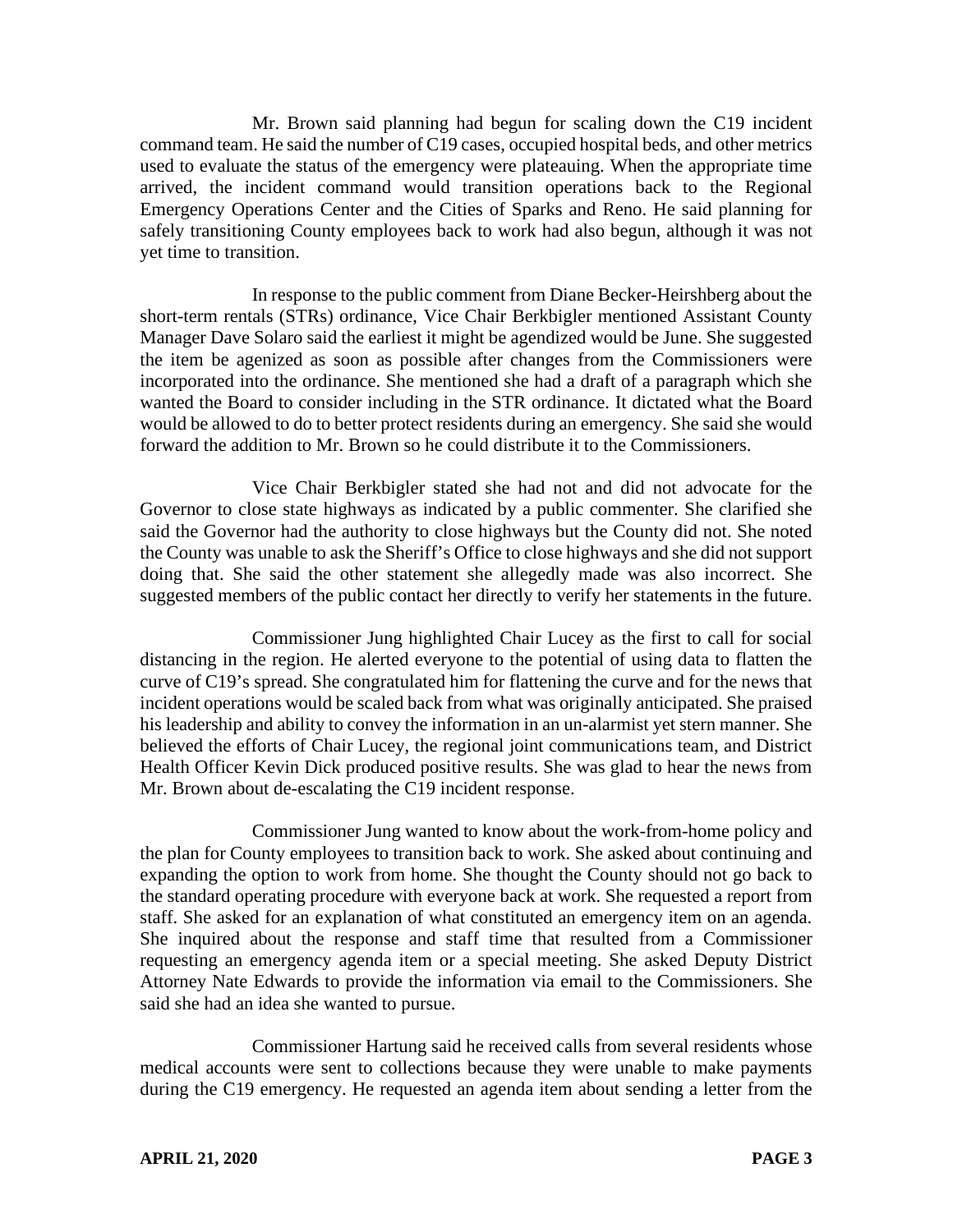Mr. Brown said planning had begun for scaling down the C19 incident command team. He said the number of C19 cases, occupied hospital beds, and other metrics used to evaluate the status of the emergency were plateauing. When the appropriate time arrived, the incident command would transition operations back to the Regional Emergency Operations Center and the Cities of Sparks and Reno. He said planning for safely transitioning County employees back to work had also begun, although it was not yet time to transition.

In response to the public comment from Diane Becker-Heirshberg about the short-term rentals (STRs) ordinance, Vice Chair Berkbigler mentioned Assistant County Manager Dave Solaro said the earliest it might be agendized would be June. She suggested the item be agenized as soon as possible after changes from the Commissioners were incorporated into the ordinance. She mentioned she had a draft of a paragraph which she wanted the Board to consider including in the STR ordinance. It dictated what the Board would be allowed to do to better protect residents during an emergency. She said she would forward the addition to Mr. Brown so he could distribute it to the Commissioners.

Vice Chair Berkbigler stated she had not and did not advocate for the Governor to close state highways as indicated by a public commenter. She clarified she said the Governor had the authority to close highways but the County did not. She noted the County was unable to ask the Sheriff's Office to close highways and she did not support doing that. She said the other statement she allegedly made was also incorrect. She suggested members of the public contact her directly to verify her statements in the future.

Commissioner Jung highlighted Chair Lucey as the first to call for social distancing in the region. He alerted everyone to the potential of using data to flatten the curve of C19's spread. She congratulated him for flattening the curve and for the news that incident operations would be scaled back from what was originally anticipated. She praised his leadership and ability to convey the information in an un-alarmist yet stern manner. She believed the efforts of Chair Lucey, the regional joint communications team, and District Health Officer Kevin Dick produced positive results. She was glad to hear the news from Mr. Brown about de-escalating the C19 incident response.

Commissioner Jung wanted to know about the work-from-home policy and the plan for County employees to transition back to work. She asked about continuing and expanding the option to work from home. She thought the County should not go back to the standard operating procedure with everyone back at work. She requested a report from staff. She asked for an explanation of what constituted an emergency item on an agenda. She inquired about the response and staff time that resulted from a Commissioner requesting an emergency agenda item or a special meeting. She asked Deputy District Attorney Nate Edwards to provide the information via email to the Commissioners. She said she had an idea she wanted to pursue.

Commissioner Hartung said he received calls from several residents whose medical accounts were sent to collections because they were unable to make payments during the C19 emergency. He requested an agenda item about sending a letter from the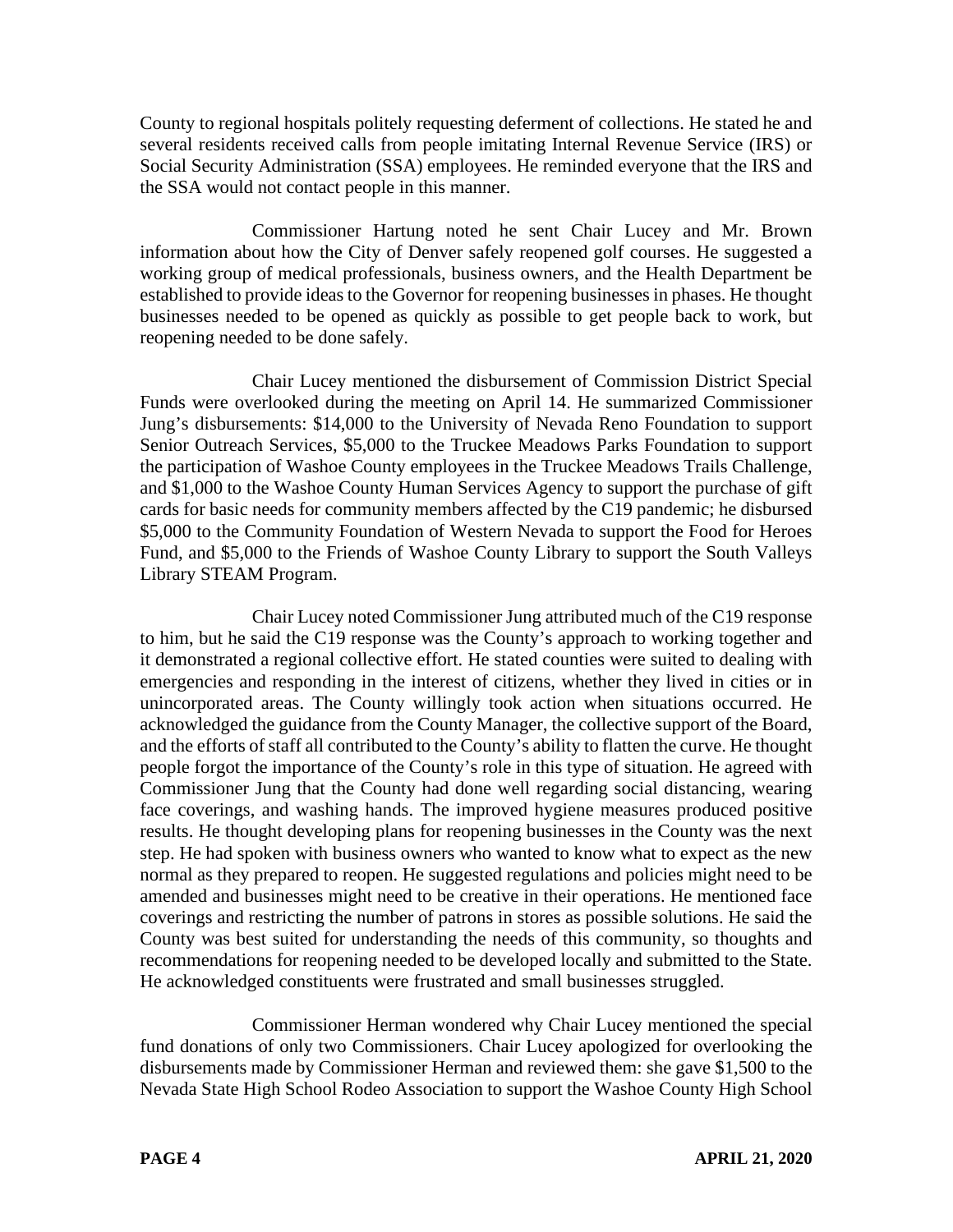County to regional hospitals politely requesting deferment of collections. He stated he and several residents received calls from people imitating Internal Revenue Service (IRS) or Social Security Administration (SSA) employees. He reminded everyone that the IRS and the SSA would not contact people in this manner.

Commissioner Hartung noted he sent Chair Lucey and Mr. Brown information about how the City of Denver safely reopened golf courses. He suggested a working group of medical professionals, business owners, and the Health Department be established to provide ideas to the Governor for reopening businesses in phases. He thought businesses needed to be opened as quickly as possible to get people back to work, but reopening needed to be done safely.

Chair Lucey mentioned the disbursement of Commission District Special Funds were overlooked during the meeting on April 14. He summarized Commissioner Jung's disbursements: $14,000 to the University of Nevada Reno Foundation to support Senior Outreach Services, $5,000 to the Truckee Meadows Parks Foundation to support the participation of Washoe County employees in the Truckee Meadows Trails Challenge, and $1,000 to the Washoe County Human Services Agency to support the purchase of gift cards for basic needs for community members affected by the C19 pandemic; he disbursed $5,000 to the Community Foundation of Western Nevada to support the Food for Heroes Fund, and $5,000 to the Friends of Washoe County Library to support the South Valleys Library STEAM Program.

Chair Lucey noted Commissioner Jung attributed much of the C19 response to him, but he said the C19 response was the County's approach to working together and it demonstrated a regional collective effort. He stated counties were suited to dealing with emergencies and responding in the interest of citizens, whether they lived in cities or in unincorporated areas. The County willingly took action when situations occurred. He acknowledged the guidance from the County Manager, the collective support of the Board, and the efforts of staff all contributed to the County's ability to flatten the curve. He thought people forgot the importance of the County's role in this type of situation. He agreed with Commissioner Jung that the County had done well regarding social distancing, wearing face coverings, and washing hands. The improved hygiene measures produced positive results. He thought developing plans for reopening businesses in the County was the next step. He had spoken with business owners who wanted to know what to expect as the new normal as they prepared to reopen. He suggested regulations and policies might need to be amended and businesses might need to be creative in their operations. He mentioned face coverings and restricting the number of patrons in stores as possible solutions. He said the County was best suited for understanding the needs of this community, so thoughts and recommendations for reopening needed to be developed locally and submitted to the State. He acknowledged constituents were frustrated and small businesses struggled.

Commissioner Herman wondered why Chair Lucey mentioned the special fund donations of only two Commissioners. Chair Lucey apologized for overlooking the disbursements made by Commissioner Herman and reviewed them: she gave $1,500 to the Nevada State High School Rodeo Association to support the Washoe County High School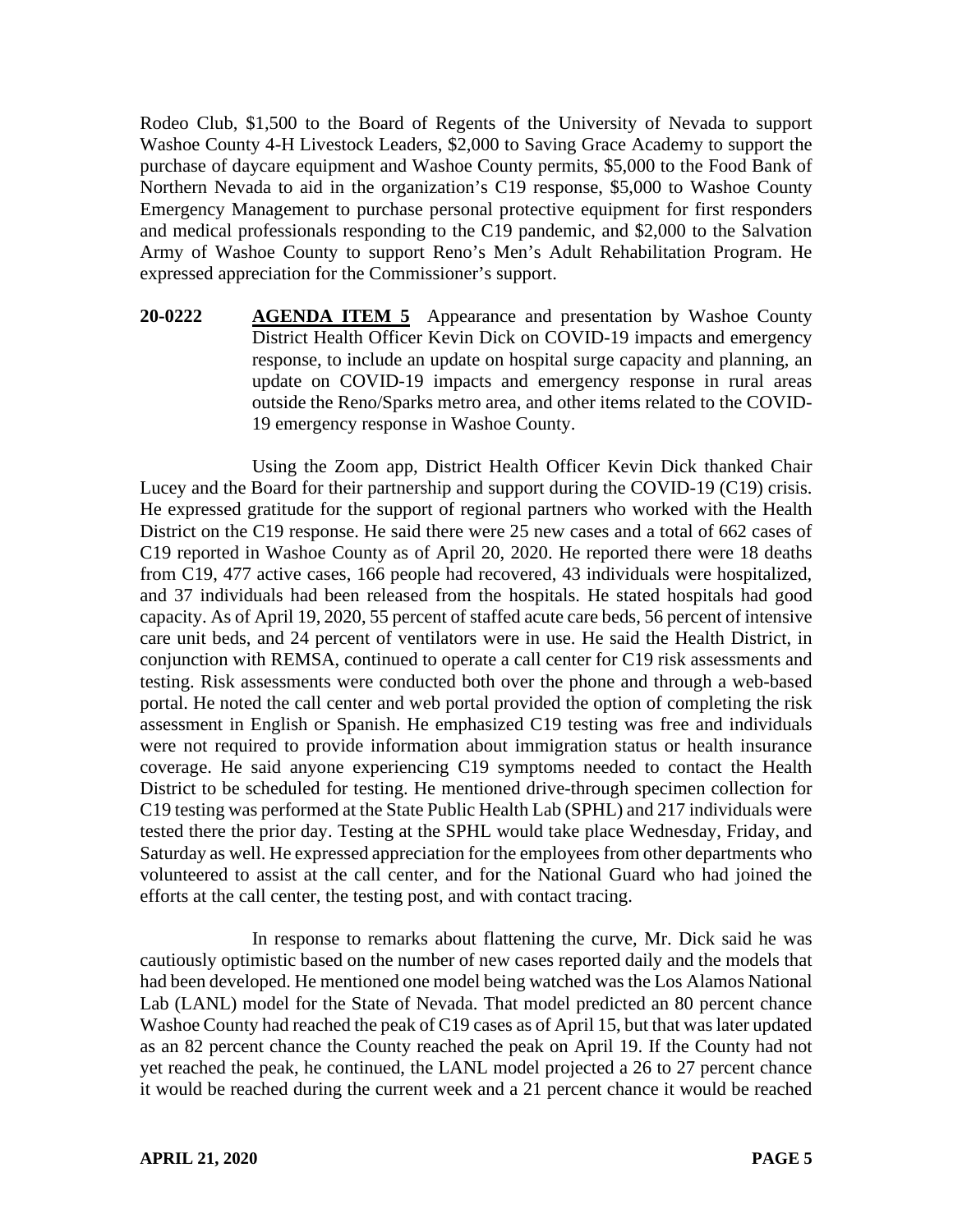Rodeo Club, $1,500 to the Board of Regents of the University of Nevada to support Washoe County 4-H Livestock Leaders, $2,000 to Saving Grace Academy to support the purchase of daycare equipment and Washoe County permits, $5,000 to the Food Bank of Northern Nevada to aid in the organization's C19 response, $5,000 to Washoe County Emergency Management to purchase personal protective equipment for first responders and medical professionals responding to the C19 pandemic, and $2,000 to the Salvation Army of Washoe County to support Reno's Men's Adult Rehabilitation Program. He expressed appreciation for the Commissioner's support.

**20-0222** **AGENDA ITEM 5** Appearance and presentation by Washoe County District Health Officer Kevin Dick on COVID-19 impacts and emergency response, to include an update on hospital surge capacity and planning, an update on COVID-19 impacts and emergency response in rural areas outside the Reno/Sparks metro area, and other items related to the COVID-19 emergency response in Washoe County.

Using the Zoom app, District Health Officer Kevin Dick thanked Chair Lucey and the Board for their partnership and support during the COVID-19 (C19) crisis. He expressed gratitude for the support of regional partners who worked with the Health District on the C19 response. He said there were 25 new cases and a total of 662 cases of C19 reported in Washoe County as of April 20, 2020. He reported there were 18 deaths from C19, 477 active cases, 166 people had recovered, 43 individuals were hospitalized, and 37 individuals had been released from the hospitals. He stated hospitals had good capacity. As of April 19, 2020, 55 percent of staffed acute care beds, 56 percent of intensive care unit beds, and 24 percent of ventilators were in use. He said the Health District, in conjunction with REMSA, continued to operate a call center for C19 risk assessments and testing. Risk assessments were conducted both over the phone and through a web-based portal. He noted the call center and web portal provided the option of completing the risk assessment in English or Spanish. He emphasized C19 testing was free and individuals were not required to provide information about immigration status or health insurance coverage. He said anyone experiencing C19 symptoms needed to contact the Health District to be scheduled for testing. He mentioned drive-through specimen collection for C19 testing was performed at the State Public Health Lab (SPHL) and 217 individuals were tested there the prior day. Testing at the SPHL would take place Wednesday, Friday, and Saturday as well. He expressed appreciation for the employees from other departments who volunteered to assist at the call center, and for the National Guard who had joined the efforts at the call center, the testing post, and with contact tracing.

In response to remarks about flattening the curve, Mr. Dick said he was cautiously optimistic based on the number of new cases reported daily and the models that had been developed. He mentioned one model being watched was the Los Alamos National Lab (LANL) model for the State of Nevada. That model predicted an 80 percent chance Washoe County had reached the peak of C19 cases as of April 15, but that was later updated as an 82 percent chance the County reached the peak on April 19. If the County had not yet reached the peak, he continued, the LANL model projected a 26 to 27 percent chance it would be reached during the current week and a 21 percent chance it would be reached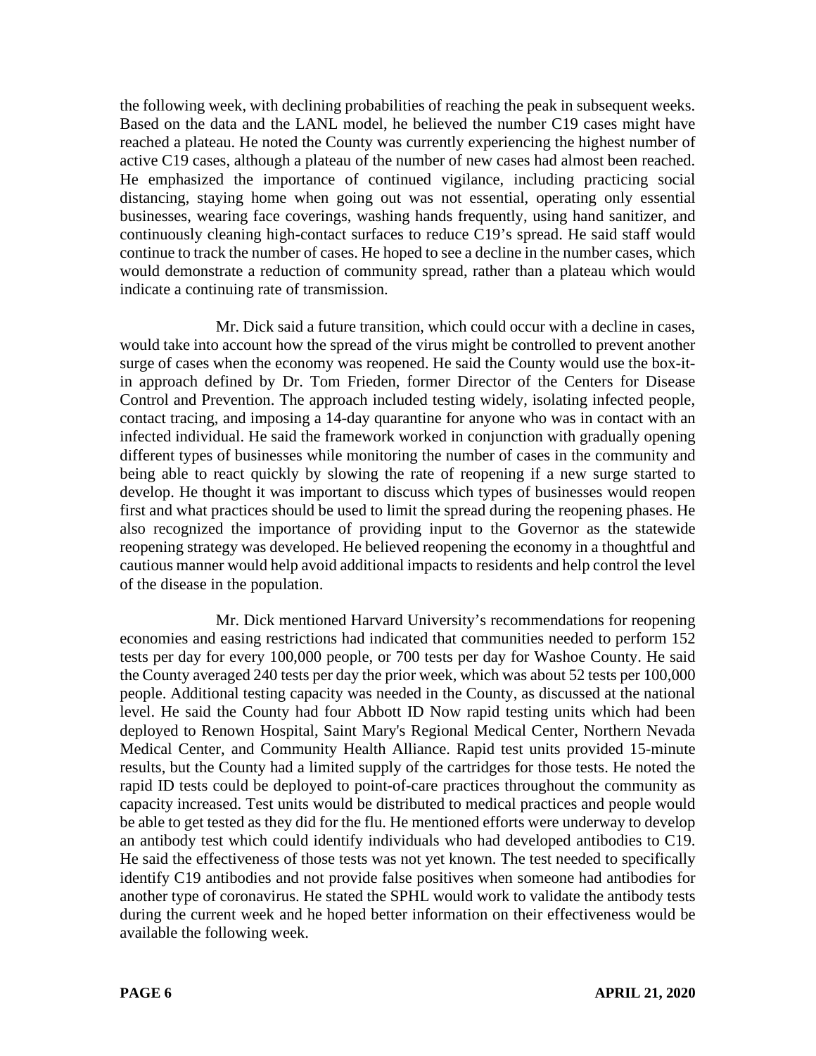the following week, with declining probabilities of reaching the peak in subsequent weeks. Based on the data and the LANL model, he believed the number C19 cases might have reached a plateau. He noted the County was currently experiencing the highest number of active C19 cases, although a plateau of the number of new cases had almost been reached. He emphasized the importance of continued vigilance, including practicing social distancing, staying home when going out was not essential, operating only essential businesses, wearing face coverings, washing hands frequently, using hand sanitizer, and continuously cleaning high-contact surfaces to reduce C19's spread. He said staff would continue to track the number of cases. He hoped to see a decline in the number cases, which would demonstrate a reduction of community spread, rather than a plateau which would indicate a continuing rate of transmission.

Mr. Dick said a future transition, which could occur with a decline in cases, would take into account how the spread of the virus might be controlled to prevent another surge of cases when the economy was reopened. He said the County would use the box-it-in approach defined by Dr. Tom Frieden, former Director of the Centers for Disease Control and Prevention. The approach included testing widely, isolating infected people, contact tracing, and imposing a 14-day quarantine for anyone who was in contact with an infected individual. He said the framework worked in conjunction with gradually opening different types of businesses while monitoring the number of cases in the community and being able to react quickly by slowing the rate of reopening if a new surge started to develop. He thought it was important to discuss which types of businesses would reopen first and what practices should be used to limit the spread during the reopening phases. He also recognized the importance of providing input to the Governor as the statewide reopening strategy was developed. He believed reopening the economy in a thoughtful and cautious manner would help avoid additional impacts to residents and help control the level of the disease in the population.

Mr. Dick mentioned Harvard University's recommendations for reopening economies and easing restrictions had indicated that communities needed to perform 152 tests per day for every 100,000 people, or 700 tests per day for Washoe County. He said the County averaged 240 tests per day the prior week, which was about 52 tests per 100,000 people. Additional testing capacity was needed in the County, as discussed at the national level. He said the County had four Abbott ID Now rapid testing units which had been deployed to Renown Hospital, Saint Mary's Regional Medical Center, Northern Nevada Medical Center, and Community Health Alliance. Rapid test units provided 15-minute results, but the County had a limited supply of the cartridges for those tests. He noted the rapid ID tests could be deployed to point-of-care practices throughout the community as capacity increased. Test units would be distributed to medical practices and people would be able to get tested as they did for the flu. He mentioned efforts were underway to develop an antibody test which could identify individuals who had developed antibodies to C19. He said the effectiveness of those tests was not yet known. The test needed to specifically identify C19 antibodies and not provide false positives when someone had antibodies for another type of coronavirus. He stated the SPHL would work to validate the antibody tests during the current week and he hoped better information on their effectiveness would be available the following week.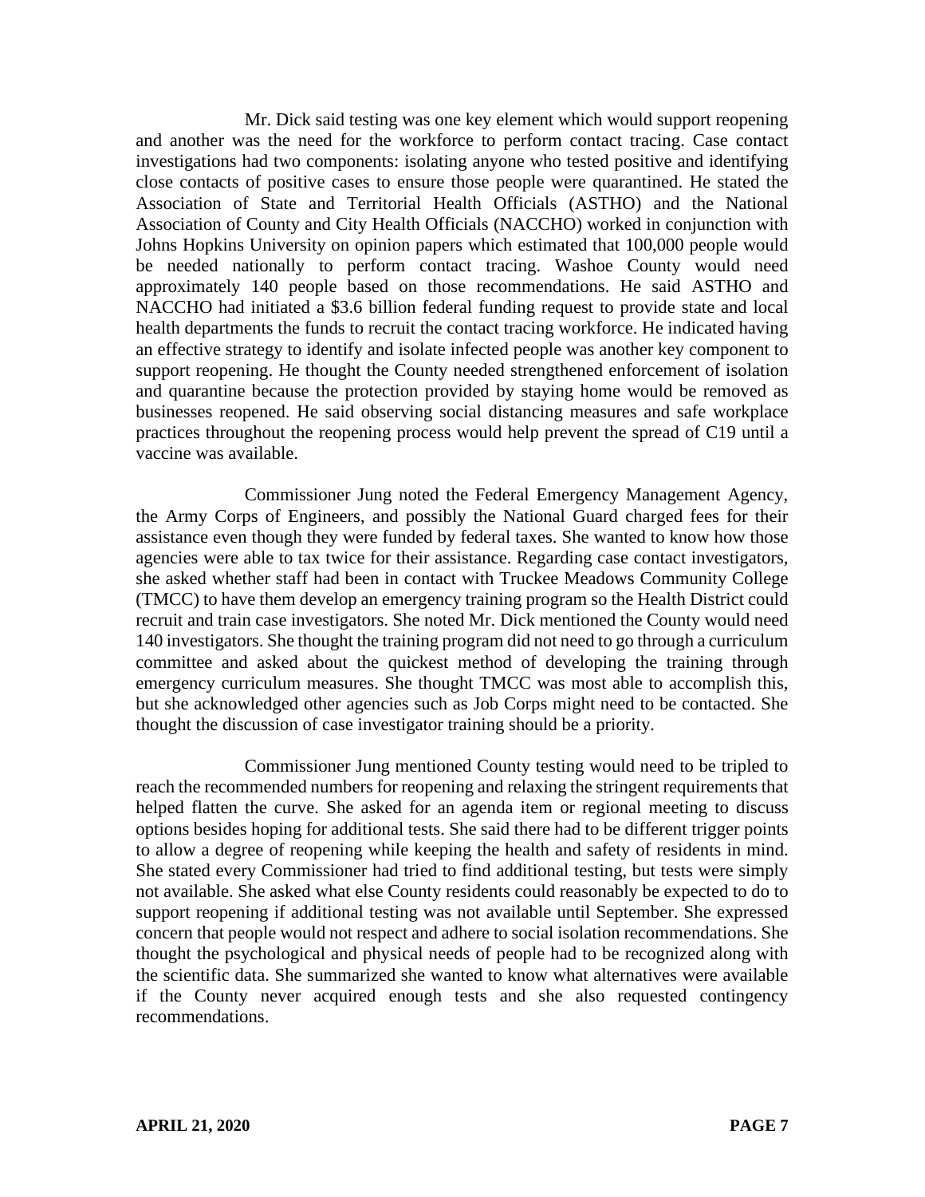Mr. Dick said testing was one key element which would support reopening and another was the need for the workforce to perform contact tracing. Case contact investigations had two components: isolating anyone who tested positive and identifying close contacts of positive cases to ensure those people were quarantined. He stated the Association of State and Territorial Health Officials (ASTHO) and the National Association of County and City Health Officials (NACCHO) worked in conjunction with Johns Hopkins University on opinion papers which estimated that 100,000 people would be needed nationally to perform contact tracing. Washoe County would need approximately 140 people based on those recommendations. He said ASTHO and NACCHO had initiated a $3.6 billion federal funding request to provide state and local health departments the funds to recruit the contact tracing workforce. He indicated having an effective strategy to identify and isolate infected people was another key component to support reopening. He thought the County needed strengthened enforcement of isolation and quarantine because the protection provided by staying home would be removed as businesses reopened. He said observing social distancing measures and safe workplace practices throughout the reopening process would help prevent the spread of C19 until a vaccine was available.

Commissioner Jung noted the Federal Emergency Management Agency, the Army Corps of Engineers, and possibly the National Guard charged fees for their assistance even though they were funded by federal taxes. She wanted to know how those agencies were able to tax twice for their assistance. Regarding case contact investigators, she asked whether staff had been in contact with Truckee Meadows Community College (TMCC) to have them develop an emergency training program so the Health District could recruit and train case investigators. She noted Mr. Dick mentioned the County would need 140 investigators. She thought the training program did not need to go through a curriculum committee and asked about the quickest method of developing the training through emergency curriculum measures. She thought TMCC was most able to accomplish this, but she acknowledged other agencies such as Job Corps might need to be contacted. She thought the discussion of case investigator training should be a priority.

Commissioner Jung mentioned County testing would need to be tripled to reach the recommended numbers for reopening and relaxing the stringent requirements that helped flatten the curve. She asked for an agenda item or regional meeting to discuss options besides hoping for additional tests. She said there had to be different trigger points to allow a degree of reopening while keeping the health and safety of residents in mind. She stated every Commissioner had tried to find additional testing, but tests were simply not available. She asked what else County residents could reasonably be expected to do to support reopening if additional testing was not available until September. She expressed concern that people would not respect and adhere to social isolation recommendations. She thought the psychological and physical needs of people had to be recognized along with the scientific data. She summarized she wanted to know what alternatives were available if the County never acquired enough tests and she also requested contingency recommendations.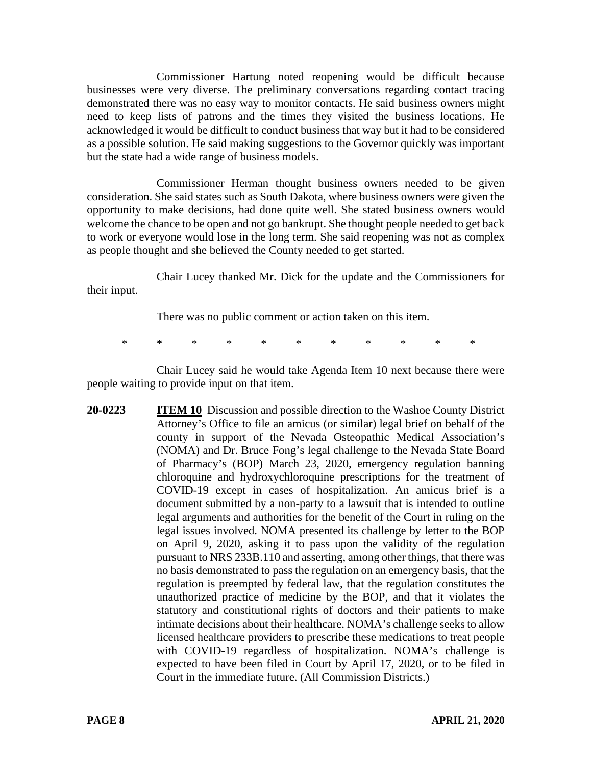Commissioner Hartung noted reopening would be difficult because businesses were very diverse. The preliminary conversations regarding contact tracing demonstrated there was no easy way to monitor contacts. He said business owners might need to keep lists of patrons and the times they visited the business locations. He acknowledged it would be difficult to conduct business that way but it had to be considered as a possible solution. He said making suggestions to the Governor quickly was important but the state had a wide range of business models.

Commissioner Herman thought business owners needed to be given consideration. She said states such as South Dakota, where business owners were given the opportunity to make decisions, had done quite well. She stated business owners would welcome the chance to be open and not go bankrupt. She thought people needed to get back to work or everyone would lose in the long term. She said reopening was not as complex as people thought and she believed the County needed to get started.

Chair Lucey thanked Mr. Dick for the update and the Commissioners for their input.

There was no public comment or action taken on this item.

\* \* \* \* \* \* \* \* \* \* \*

Chair Lucey said he would take Agenda Item 10 next because there were people waiting to provide input on that item.

**20-0223** **ITEM 10** Discussion and possible direction to the Washoe County District Attorney's Office to file an amicus (or similar) legal brief on behalf of the county in support of the Nevada Osteopathic Medical Association's (NOMA) and Dr. Bruce Fong's legal challenge to the Nevada State Board of Pharmacy's (BOP) March 23, 2020, emergency regulation banning chloroquine and hydroxychloroquine prescriptions for the treatment of COVID-19 except in cases of hospitalization. An amicus brief is a document submitted by a non-party to a lawsuit that is intended to outline legal arguments and authorities for the benefit of the Court in ruling on the legal issues involved. NOMA presented its challenge by letter to the BOP on April 9, 2020, asking it to pass upon the validity of the regulation pursuant to NRS 233B.110 and asserting, among other things, that there was no basis demonstrated to pass the regulation on an emergency basis, that the regulation is preempted by federal law, that the regulation constitutes the unauthorized practice of medicine by the BOP, and that it violates the statutory and constitutional rights of doctors and their patients to make intimate decisions about their healthcare. NOMA's challenge seeks to allow licensed healthcare providers to prescribe these medications to treat people with COVID-19 regardless of hospitalization. NOMA's challenge is expected to have been filed in Court by April 17, 2020, or to be filed in Court in the immediate future. (All Commission Districts.)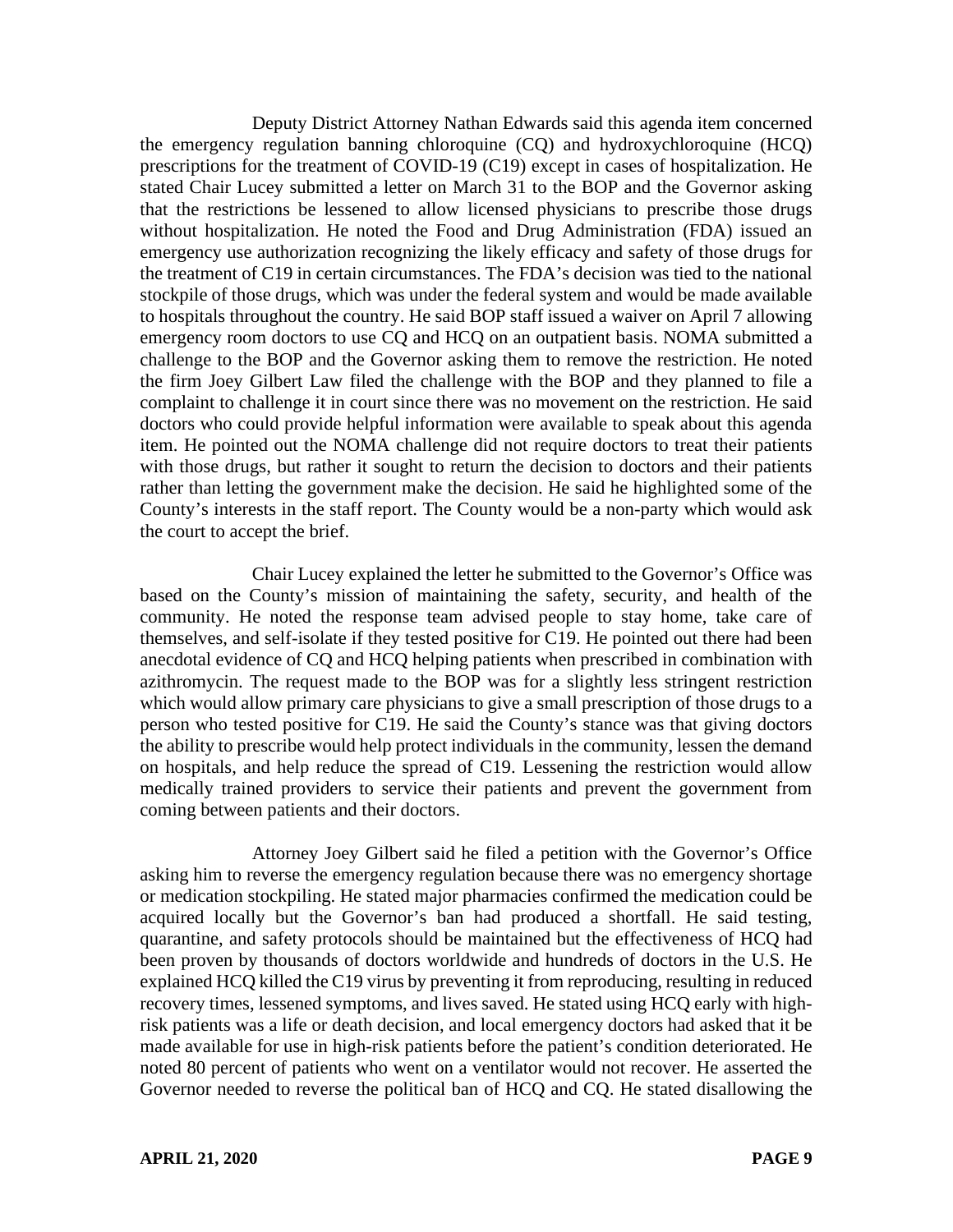Deputy District Attorney Nathan Edwards said this agenda item concerned the emergency regulation banning chloroquine (CQ) and hydroxychloroquine (HCQ) prescriptions for the treatment of COVID-19 (C19) except in cases of hospitalization. He stated Chair Lucey submitted a letter on March 31 to the BOP and the Governor asking that the restrictions be lessened to allow licensed physicians to prescribe those drugs without hospitalization. He noted the Food and Drug Administration (FDA) issued an emergency use authorization recognizing the likely efficacy and safety of those drugs for the treatment of C19 in certain circumstances. The FDA's decision was tied to the national stockpile of those drugs, which was under the federal system and would be made available to hospitals throughout the country. He said BOP staff issued a waiver on April 7 allowing emergency room doctors to use CQ and HCQ on an outpatient basis. NOMA submitted a challenge to the BOP and the Governor asking them to remove the restriction. He noted the firm Joey Gilbert Law filed the challenge with the BOP and they planned to file a complaint to challenge it in court since there was no movement on the restriction. He said doctors who could provide helpful information were available to speak about this agenda item. He pointed out the NOMA challenge did not require doctors to treat their patients with those drugs, but rather it sought to return the decision to doctors and their patients rather than letting the government make the decision. He said he highlighted some of the County's interests in the staff report. The County would be a non-party which would ask the court to accept the brief.

Chair Lucey explained the letter he submitted to the Governor's Office was based on the County's mission of maintaining the safety, security, and health of the community. He noted the response team advised people to stay home, take care of themselves, and self-isolate if they tested positive for C19. He pointed out there had been anecdotal evidence of CQ and HCQ helping patients when prescribed in combination with azithromycin. The request made to the BOP was for a slightly less stringent restriction which would allow primary care physicians to give a small prescription of those drugs to a person who tested positive for C19. He said the County's stance was that giving doctors the ability to prescribe would help protect individuals in the community, lessen the demand on hospitals, and help reduce the spread of C19. Lessening the restriction would allow medically trained providers to service their patients and prevent the government from coming between patients and their doctors.

Attorney Joey Gilbert said he filed a petition with the Governor's Office asking him to reverse the emergency regulation because there was no emergency shortage or medication stockpiling. He stated major pharmacies confirmed the medication could be acquired locally but the Governor's ban had produced a shortfall. He said testing, quarantine, and safety protocols should be maintained but the effectiveness of HCQ had been proven by thousands of doctors worldwide and hundreds of doctors in the U.S. He explained HCQ killed the C19 virus by preventing it from reproducing, resulting in reduced recovery times, lessened symptoms, and lives saved. He stated using HCQ early with high-risk patients was a life or death decision, and local emergency doctors had asked that it be made available for use in high-risk patients before the patient's condition deteriorated. He noted 80 percent of patients who went on a ventilator would not recover. He asserted the Governor needed to reverse the political ban of HCQ and CQ. He stated disallowing the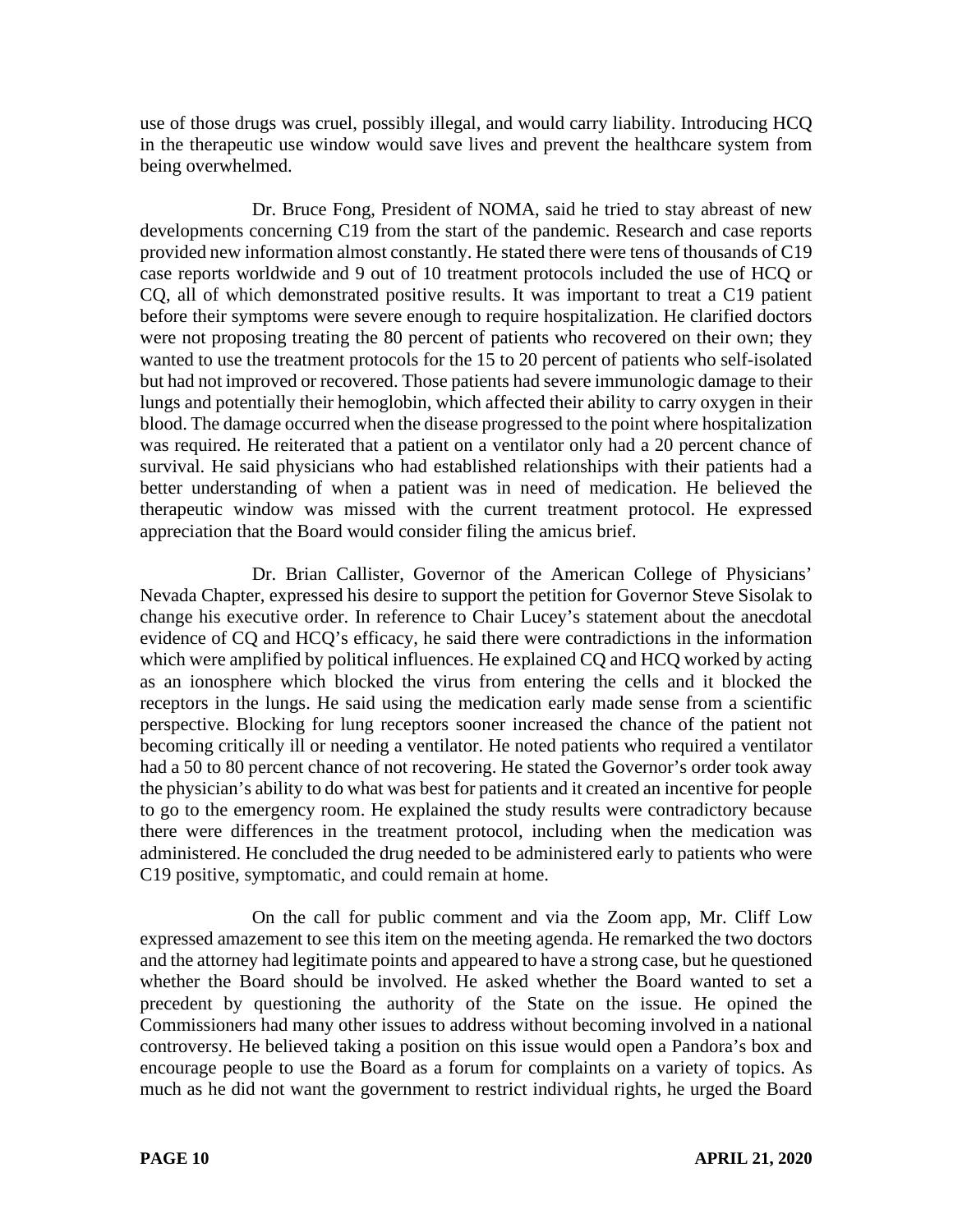use of those drugs was cruel, possibly illegal, and would carry liability. Introducing HCQ in the therapeutic use window would save lives and prevent the healthcare system from being overwhelmed.

Dr. Bruce Fong, President of NOMA, said he tried to stay abreast of new developments concerning C19 from the start of the pandemic. Research and case reports provided new information almost constantly. He stated there were tens of thousands of C19 case reports worldwide and 9 out of 10 treatment protocols included the use of HCQ or CQ, all of which demonstrated positive results. It was important to treat a C19 patient before their symptoms were severe enough to require hospitalization. He clarified doctors were not proposing treating the 80 percent of patients who recovered on their own; they wanted to use the treatment protocols for the 15 to 20 percent of patients who self-isolated but had not improved or recovered. Those patients had severe immunologic damage to their lungs and potentially their hemoglobin, which affected their ability to carry oxygen in their blood. The damage occurred when the disease progressed to the point where hospitalization was required. He reiterated that a patient on a ventilator only had a 20 percent chance of survival. He said physicians who had established relationships with their patients had a better understanding of when a patient was in need of medication. He believed the therapeutic window was missed with the current treatment protocol. He expressed appreciation that the Board would consider filing the amicus brief.

Dr. Brian Callister, Governor of the American College of Physicians' Nevada Chapter, expressed his desire to support the petition for Governor Steve Sisolak to change his executive order. In reference to Chair Lucey's statement about the anecdotal evidence of CQ and HCQ's efficacy, he said there were contradictions in the information which were amplified by political influences. He explained CQ and HCQ worked by acting as an ionosphere which blocked the virus from entering the cells and it blocked the receptors in the lungs. He said using the medication early made sense from a scientific perspective. Blocking for lung receptors sooner increased the chance of the patient not becoming critically ill or needing a ventilator. He noted patients who required a ventilator had a 50 to 80 percent chance of not recovering. He stated the Governor's order took away the physician's ability to do what was best for patients and it created an incentive for people to go to the emergency room. He explained the study results were contradictory because there were differences in the treatment protocol, including when the medication was administered. He concluded the drug needed to be administered early to patients who were C19 positive, symptomatic, and could remain at home.

On the call for public comment and via the Zoom app, Mr. Cliff Low expressed amazement to see this item on the meeting agenda. He remarked the two doctors and the attorney had legitimate points and appeared to have a strong case, but he questioned whether the Board should be involved. He asked whether the Board wanted to set a precedent by questioning the authority of the State on the issue. He opined the Commissioners had many other issues to address without becoming involved in a national controversy. He believed taking a position on this issue would open a Pandora's box and encourage people to use the Board as a forum for complaints on a variety of topics. As much as he did not want the government to restrict individual rights, he urged the Board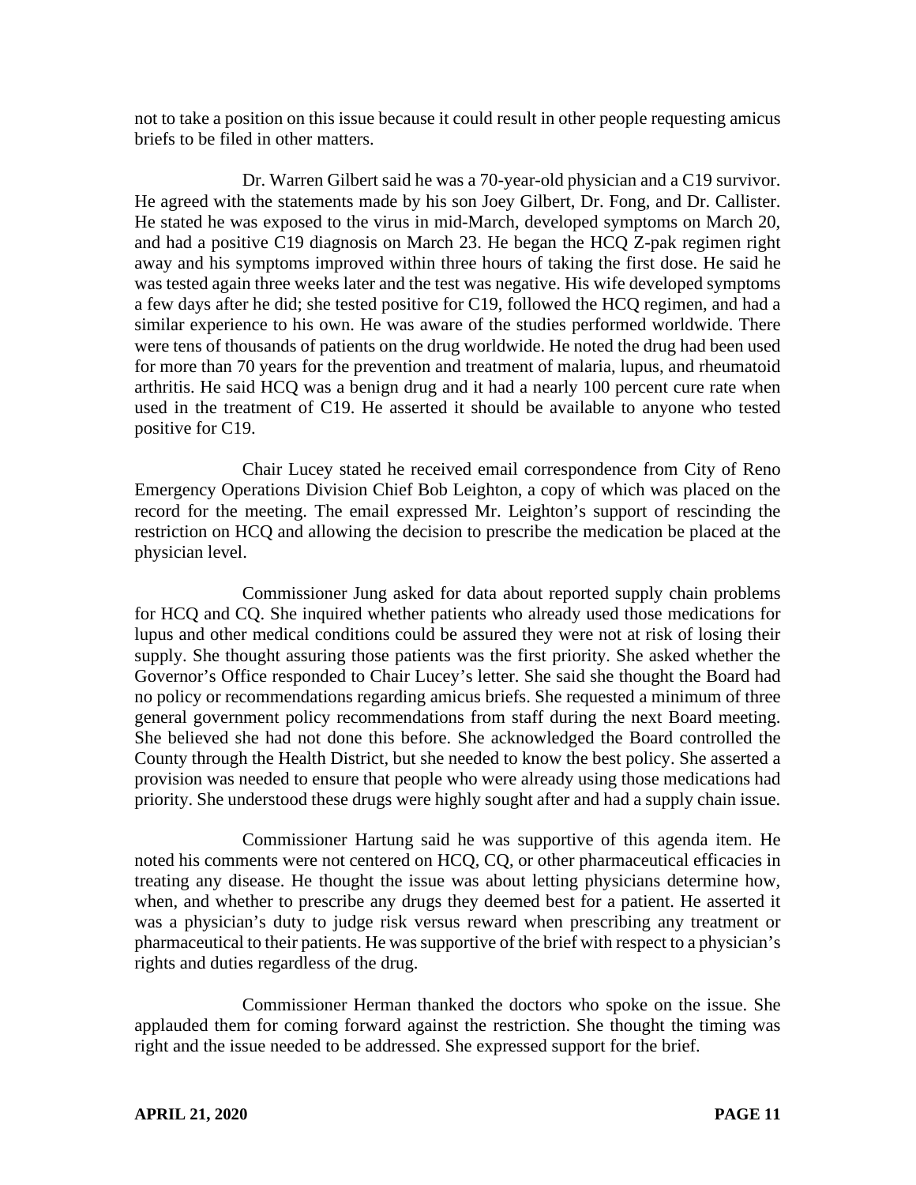not to take a position on this issue because it could result in other people requesting amicus briefs to be filed in other matters.

Dr. Warren Gilbert said he was a 70-year-old physician and a C19 survivor. He agreed with the statements made by his son Joey Gilbert, Dr. Fong, and Dr. Callister. He stated he was exposed to the virus in mid-March, developed symptoms on March 20, and had a positive C19 diagnosis on March 23. He began the HCQ Z-pak regimen right away and his symptoms improved within three hours of taking the first dose. He said he was tested again three weeks later and the test was negative. His wife developed symptoms a few days after he did; she tested positive for C19, followed the HCQ regimen, and had a similar experience to his own. He was aware of the studies performed worldwide. There were tens of thousands of patients on the drug worldwide. He noted the drug had been used for more than 70 years for the prevention and treatment of malaria, lupus, and rheumatoid arthritis. He said HCQ was a benign drug and it had a nearly 100 percent cure rate when used in the treatment of C19. He asserted it should be available to anyone who tested positive for C19.

Chair Lucey stated he received email correspondence from City of Reno Emergency Operations Division Chief Bob Leighton, a copy of which was placed on the record for the meeting. The email expressed Mr. Leighton's support of rescinding the restriction on HCQ and allowing the decision to prescribe the medication be placed at the physician level.

Commissioner Jung asked for data about reported supply chain problems for HCQ and CQ. She inquired whether patients who already used those medications for lupus and other medical conditions could be assured they were not at risk of losing their supply. She thought assuring those patients was the first priority. She asked whether the Governor's Office responded to Chair Lucey's letter. She said she thought the Board had no policy or recommendations regarding amicus briefs. She requested a minimum of three general government policy recommendations from staff during the next Board meeting. She believed she had not done this before. She acknowledged the Board controlled the County through the Health District, but she needed to know the best policy. She asserted a provision was needed to ensure that people who were already using those medications had priority. She understood these drugs were highly sought after and had a supply chain issue.

Commissioner Hartung said he was supportive of this agenda item. He noted his comments were not centered on HCQ, CQ, or other pharmaceutical efficacies in treating any disease. He thought the issue was about letting physicians determine how, when, and whether to prescribe any drugs they deemed best for a patient. He asserted it was a physician's duty to judge risk versus reward when prescribing any treatment or pharmaceutical to their patients. He was supportive of the brief with respect to a physician's rights and duties regardless of the drug.

Commissioner Herman thanked the doctors who spoke on the issue. She applauded them for coming forward against the restriction. She thought the timing was right and the issue needed to be addressed. She expressed support for the brief.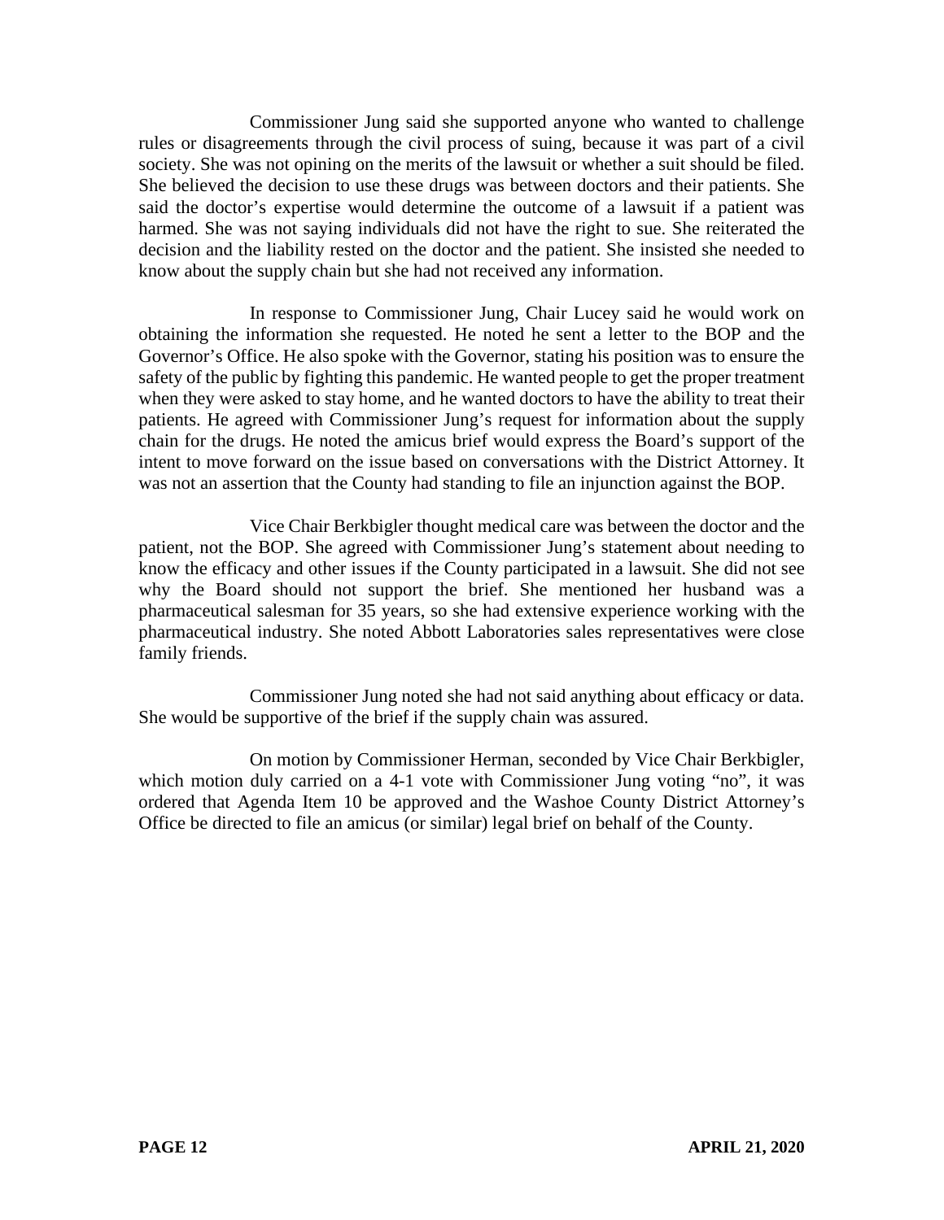Commissioner Jung said she supported anyone who wanted to challenge rules or disagreements through the civil process of suing, because it was part of a civil society. She was not opining on the merits of the lawsuit or whether a suit should be filed. She believed the decision to use these drugs was between doctors and their patients. She said the doctor's expertise would determine the outcome of a lawsuit if a patient was harmed. She was not saying individuals did not have the right to sue. She reiterated the decision and the liability rested on the doctor and the patient. She insisted she needed to know about the supply chain but she had not received any information.

In response to Commissioner Jung, Chair Lucey said he would work on obtaining the information she requested. He noted he sent a letter to the BOP and the Governor's Office. He also spoke with the Governor, stating his position was to ensure the safety of the public by fighting this pandemic. He wanted people to get the proper treatment when they were asked to stay home, and he wanted doctors to have the ability to treat their patients. He agreed with Commissioner Jung's request for information about the supply chain for the drugs. He noted the amicus brief would express the Board's support of the intent to move forward on the issue based on conversations with the District Attorney. It was not an assertion that the County had standing to file an injunction against the BOP.

Vice Chair Berkbigler thought medical care was between the doctor and the patient, not the BOP. She agreed with Commissioner Jung's statement about needing to know the efficacy and other issues if the County participated in a lawsuit. She did not see why the Board should not support the brief. She mentioned her husband was a pharmaceutical salesman for 35 years, so she had extensive experience working with the pharmaceutical industry. She noted Abbott Laboratories sales representatives were close family friends.

Commissioner Jung noted she had not said anything about efficacy or data. She would be supportive of the brief if the supply chain was assured.

On motion by Commissioner Herman, seconded by Vice Chair Berkbigler, which motion duly carried on a 4-1 vote with Commissioner Jung voting "no", it was ordered that Agenda Item 10 be approved and the Washoe County District Attorney's Office be directed to file an amicus (or similar) legal brief on behalf of the County.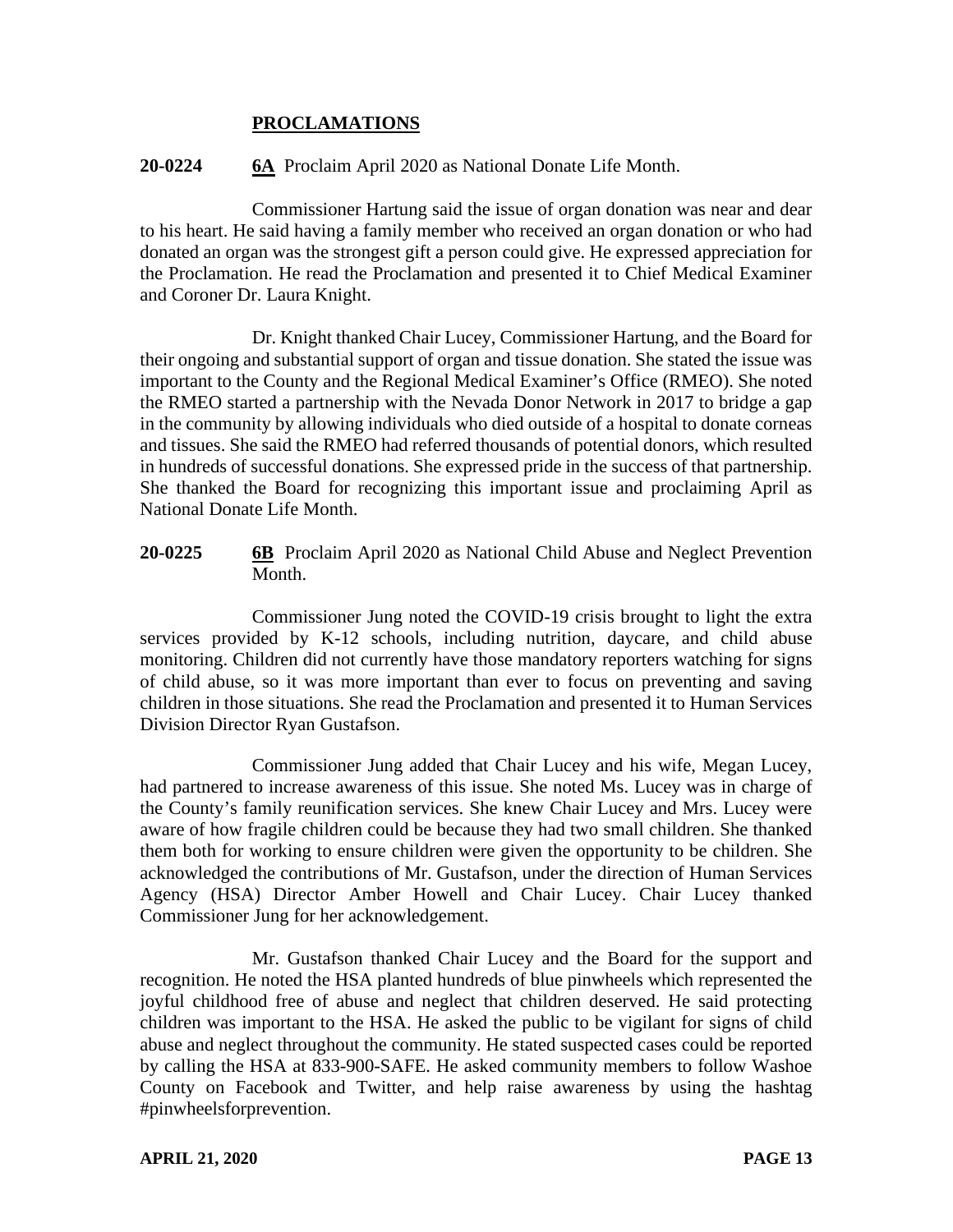## PROCLAMATIONS

**20-0224** **6A** Proclaim April 2020 as National Donate Life Month.

Commissioner Hartung said the issue of organ donation was near and dear to his heart. He said having a family member who received an organ donation or who had donated an organ was the strongest gift a person could give. He expressed appreciation for the Proclamation. He read the Proclamation and presented it to Chief Medical Examiner and Coroner Dr. Laura Knight.

Dr. Knight thanked Chair Lucey, Commissioner Hartung, and the Board for their ongoing and substantial support of organ and tissue donation. She stated the issue was important to the County and the Regional Medical Examiner's Office (RMEO). She noted the RMEO started a partnership with the Nevada Donor Network in 2017 to bridge a gap in the community by allowing individuals who died outside of a hospital to donate corneas and tissues. She said the RMEO had referred thousands of potential donors, which resulted in hundreds of successful donations. She expressed pride in the success of that partnership. She thanked the Board for recognizing this important issue and proclaiming April as National Donate Life Month.

**20-0225** **6B** Proclaim April 2020 as National Child Abuse and Neglect Prevention Month.

Commissioner Jung noted the COVID-19 crisis brought to light the extra services provided by K-12 schools, including nutrition, daycare, and child abuse monitoring. Children did not currently have those mandatory reporters watching for signs of child abuse, so it was more important than ever to focus on preventing and saving children in those situations. She read the Proclamation and presented it to Human Services Division Director Ryan Gustafson.

Commissioner Jung added that Chair Lucey and his wife, Megan Lucey, had partnered to increase awareness of this issue. She noted Ms. Lucey was in charge of the County's family reunification services. She knew Chair Lucey and Mrs. Lucey were aware of how fragile children could be because they had two small children. She thanked them both for working to ensure children were given the opportunity to be children. She acknowledged the contributions of Mr. Gustafson, under the direction of Human Services Agency (HSA) Director Amber Howell and Chair Lucey. Chair Lucey thanked Commissioner Jung for her acknowledgement.

Mr. Gustafson thanked Chair Lucey and the Board for the support and recognition. He noted the HSA planted hundreds of blue pinwheels which represented the joyful childhood free of abuse and neglect that children deserved. He said protecting children was important to the HSA. He asked the public to be vigilant for signs of child abuse and neglect throughout the community. He stated suspected cases could be reported by calling the HSA at 833-900-SAFE. He asked community members to follow Washoe County on Facebook and Twitter, and help raise awareness by using the hashtag #pinwheelsforprevention.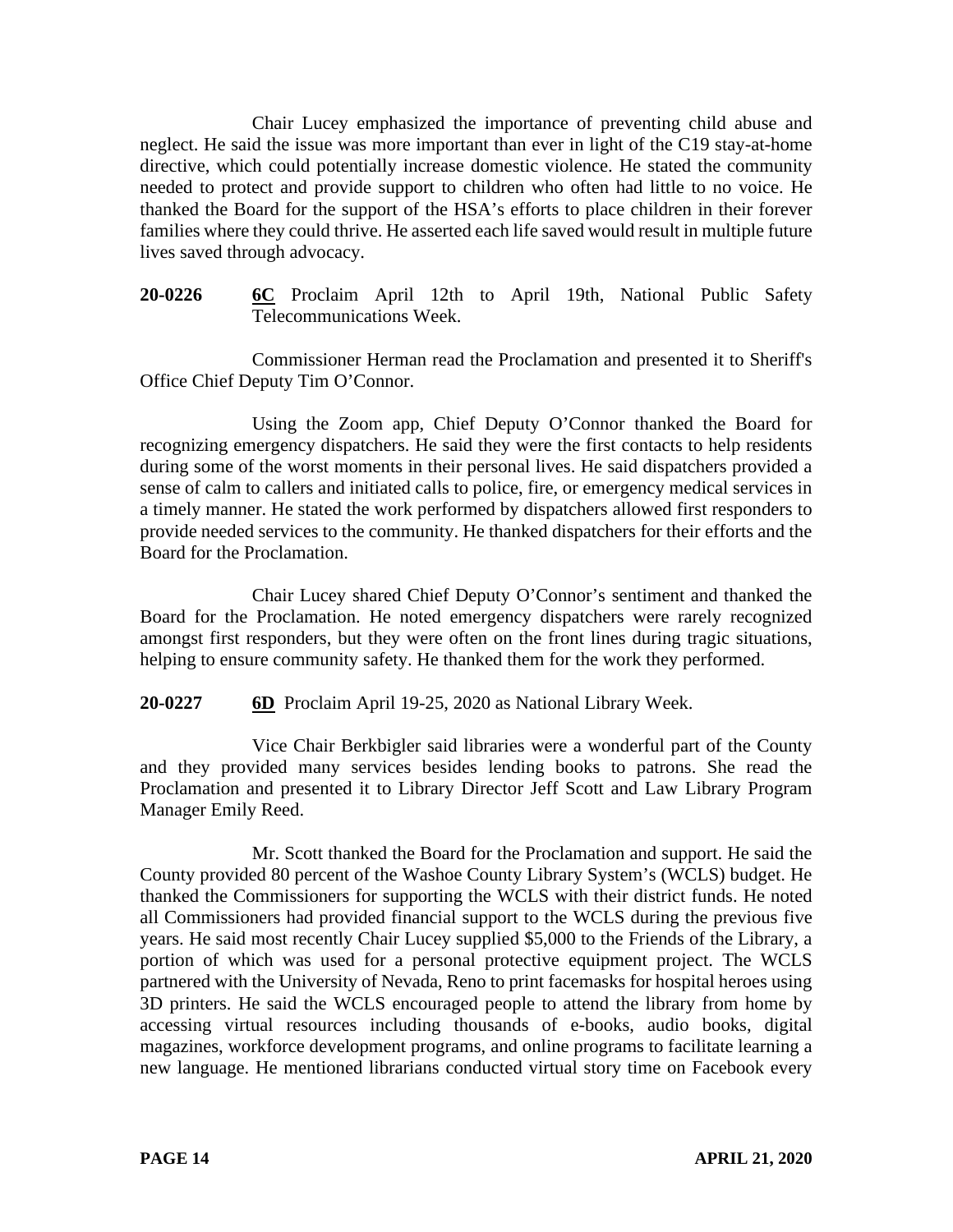Chair Lucey emphasized the importance of preventing child abuse and neglect. He said the issue was more important than ever in light of the C19 stay-at-home directive, which could potentially increase domestic violence. He stated the community needed to protect and provide support to children who often had little to no voice. He thanked the Board for the support of the HSA's efforts to place children in their forever families where they could thrive. He asserted each life saved would result in multiple future lives saved through advocacy.

**20-0226** **6C** Proclaim April 12th to April 19th, National Public Safety Telecommunications Week.

Commissioner Herman read the Proclamation and presented it to Sheriff's Office Chief Deputy Tim O'Connor.

Using the Zoom app, Chief Deputy O'Connor thanked the Board for recognizing emergency dispatchers. He said they were the first contacts to help residents during some of the worst moments in their personal lives. He said dispatchers provided a sense of calm to callers and initiated calls to police, fire, or emergency medical services in a timely manner. He stated the work performed by dispatchers allowed first responders to provide needed services to the community. He thanked dispatchers for their efforts and the Board for the Proclamation.

Chair Lucey shared Chief Deputy O'Connor's sentiment and thanked the Board for the Proclamation. He noted emergency dispatchers were rarely recognized amongst first responders, but they were often on the front lines during tragic situations, helping to ensure community safety. He thanked them for the work they performed.

**20-0227** **6D** Proclaim April 19-25, 2020 as National Library Week.

Vice Chair Berkbigler said libraries were a wonderful part of the County and they provided many services besides lending books to patrons. She read the Proclamation and presented it to Library Director Jeff Scott and Law Library Program Manager Emily Reed.

Mr. Scott thanked the Board for the Proclamation and support. He said the County provided 80 percent of the Washoe County Library System's (WCLS) budget. He thanked the Commissioners for supporting the WCLS with their district funds. He noted all Commissioners had provided financial support to the WCLS during the previous five years. He said most recently Chair Lucey supplied $5,000 to the Friends of the Library, a portion of which was used for a personal protective equipment project. The WCLS partnered with the University of Nevada, Reno to print facemasks for hospital heroes using 3D printers. He said the WCLS encouraged people to attend the library from home by accessing virtual resources including thousands of e-books, audio books, digital magazines, workforce development programs, and online programs to facilitate learning a new language. He mentioned librarians conducted virtual story time on Facebook every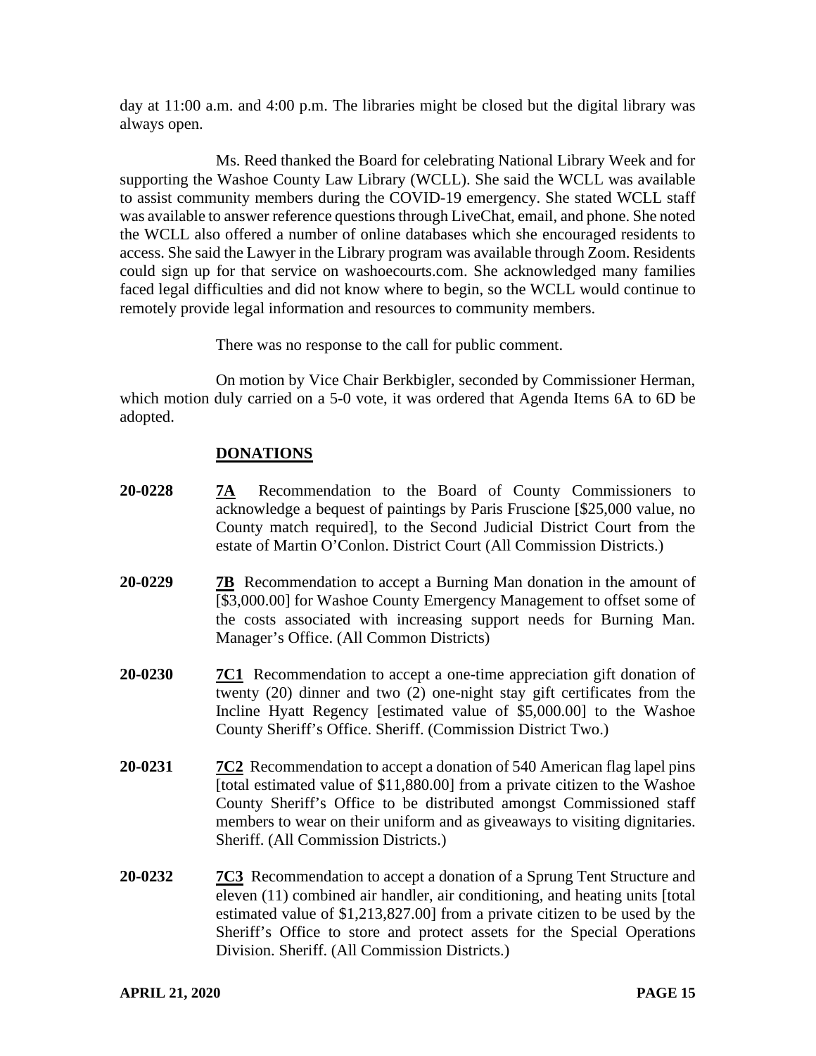day at 11:00 a.m. and 4:00 p.m. The libraries might be closed but the digital library was always open.

Ms. Reed thanked the Board for celebrating National Library Week and for supporting the Washoe County Law Library (WCLL). She said the WCLL was available to assist community members during the COVID-19 emergency. She stated WCLL staff was available to answer reference questions through LiveChat, email, and phone. She noted the WCLL also offered a number of online databases which she encouraged residents to access. She said the Lawyer in the Library program was available through Zoom. Residents could sign up for that service on washoecourts.com. She acknowledged many families faced legal difficulties and did not know where to begin, so the WCLL would continue to remotely provide legal information and resources to community members.

There was no response to the call for public comment.

On motion by Vice Chair Berkbigler, seconded by Commissioner Herman, which motion duly carried on a 5-0 vote, it was ordered that Agenda Items 6A to 6D be adopted.

## DONATIONS

**20-0228** **7A** Recommendation to the Board of County Commissioners to acknowledge a bequest of paintings by Paris Fruscione [$25,000 value, no County match required], to the Second Judicial District Court from the estate of Martin O'Conlon. District Court (All Commission Districts.)

**20-0229** **7B** Recommendation to accept a Burning Man donation in the amount of [$3,000.00] for Washoe County Emergency Management to offset some of the costs associated with increasing support needs for Burning Man. Manager's Office. (All Common Districts)

**20-0230** **7C1** Recommendation to accept a one-time appreciation gift donation of twenty (20) dinner and two (2) one-night stay gift certificates from the Incline Hyatt Regency [estimated value of $5,000.00] to the Washoe County Sheriff's Office. Sheriff. (Commission District Two.)

**20-0231** **7C2** Recommendation to accept a donation of 540 American flag lapel pins [total estimated value of $11,880.00] from a private citizen to the Washoe County Sheriff's Office to be distributed amongst Commissioned staff members to wear on their uniform and as giveaways to visiting dignitaries. Sheriff. (All Commission Districts.)

**20-0232** **7C3** Recommendation to accept a donation of a Sprung Tent Structure and eleven (11) combined air handler, air conditioning, and heating units [total estimated value of $1,213,827.00] from a private citizen to be used by the Sheriff's Office to store and protect assets for the Special Operations Division. Sheriff. (All Commission Districts.)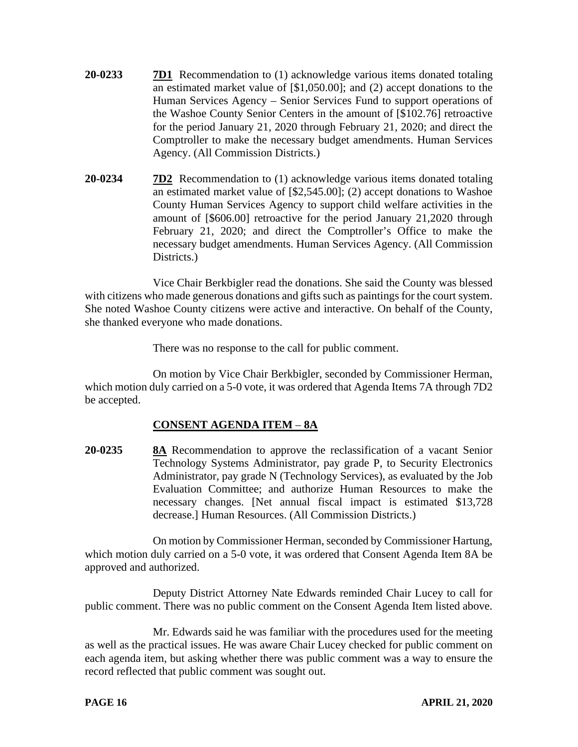**20-0233** **7D1** Recommendation to (1) acknowledge various items donated totaling an estimated market value of [$1,050.00]; and (2) accept donations to the Human Services Agency – Senior Services Fund to support operations of the Washoe County Senior Centers in the amount of [$102.76] retroactive for the period January 21, 2020 through February 21, 2020; and direct the Comptroller to make the necessary budget amendments. Human Services Agency. (All Commission Districts.)

**20-0234** **7D2** Recommendation to (1) acknowledge various items donated totaling an estimated market value of [$2,545.00]; (2) accept donations to Washoe County Human Services Agency to support child welfare activities in the amount of [$606.00] retroactive for the period January 21,2020 through February 21, 2020; and direct the Comptroller's Office to make the necessary budget amendments. Human Services Agency. (All Commission Districts.)

Vice Chair Berkbigler read the donations. She said the County was blessed with citizens who made generous donations and gifts such as paintings for the court system. She noted Washoe County citizens were active and interactive. On behalf of the County, she thanked everyone who made donations.

There was no response to the call for public comment.

On motion by Vice Chair Berkbigler, seconded by Commissioner Herman, which motion duly carried on a 5-0 vote, it was ordered that Agenda Items 7A through 7D2 be accepted.

## CONSENT AGENDA ITEM – 8A

**20-0235** **8A** Recommendation to approve the reclassification of a vacant Senior Technology Systems Administrator, pay grade P, to Security Electronics Administrator, pay grade N (Technology Services), as evaluated by the Job Evaluation Committee; and authorize Human Resources to make the necessary changes. [Net annual fiscal impact is estimated $13,728 decrease.] Human Resources. (All Commission Districts.)

On motion by Commissioner Herman, seconded by Commissioner Hartung, which motion duly carried on a 5-0 vote, it was ordered that Consent Agenda Item 8A be approved and authorized.

Deputy District Attorney Nate Edwards reminded Chair Lucey to call for public comment. There was no public comment on the Consent Agenda Item listed above.

Mr. Edwards said he was familiar with the procedures used for the meeting as well as the practical issues. He was aware Chair Lucey checked for public comment on each agenda item, but asking whether there was public comment was a way to ensure the record reflected that public comment was sought out.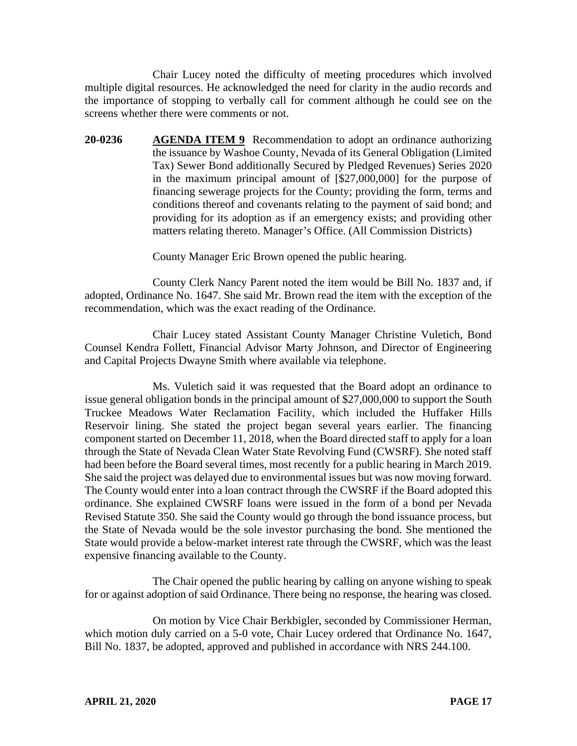Chair Lucey noted the difficulty of meeting procedures which involved multiple digital resources. He acknowledged the need for clarity in the audio records and the importance of stopping to verbally call for comment although he could see on the screens whether there were comments or not.

**20-0236** **AGENDA ITEM 9** Recommendation to adopt an ordinance authorizing the issuance by Washoe County, Nevada of its General Obligation (Limited Tax) Sewer Bond additionally Secured by Pledged Revenues) Series 2020 in the maximum principal amount of [$27,000,000] for the purpose of financing sewerage projects for the County; providing the form, terms and conditions thereof and covenants relating to the payment of said bond; and providing for its adoption as if an emergency exists; and providing other matters relating thereto. Manager's Office. (All Commission Districts)

County Manager Eric Brown opened the public hearing.

County Clerk Nancy Parent noted the item would be Bill No. 1837 and, if adopted, Ordinance No. 1647. She said Mr. Brown read the item with the exception of the recommendation, which was the exact reading of the Ordinance.

Chair Lucey stated Assistant County Manager Christine Vuletich, Bond Counsel Kendra Follett, Financial Advisor Marty Johnson, and Director of Engineering and Capital Projects Dwayne Smith where available via telephone.

Ms. Vuletich said it was requested that the Board adopt an ordinance to issue general obligation bonds in the principal amount of $27,000,000 to support the South Truckee Meadows Water Reclamation Facility, which included the Huffaker Hills Reservoir lining. She stated the project began several years earlier. The financing component started on December 11, 2018, when the Board directed staff to apply for a loan through the State of Nevada Clean Water State Revolving Fund (CWSRF). She noted staff had been before the Board several times, most recently for a public hearing in March 2019. She said the project was delayed due to environmental issues but was now moving forward. The County would enter into a loan contract through the CWSRF if the Board adopted this ordinance. She explained CWSRF loans were issued in the form of a bond per Nevada Revised Statute 350. She said the County would go through the bond issuance process, but the State of Nevada would be the sole investor purchasing the bond. She mentioned the State would provide a below-market interest rate through the CWSRF, which was the least expensive financing available to the County.

The Chair opened the public hearing by calling on anyone wishing to speak for or against adoption of said Ordinance. There being no response, the hearing was closed.

On motion by Vice Chair Berkbigler, seconded by Commissioner Herman, which motion duly carried on a 5-0 vote, Chair Lucey ordered that Ordinance No. 1647, Bill No. 1837, be adopted, approved and published in accordance with NRS 244.100.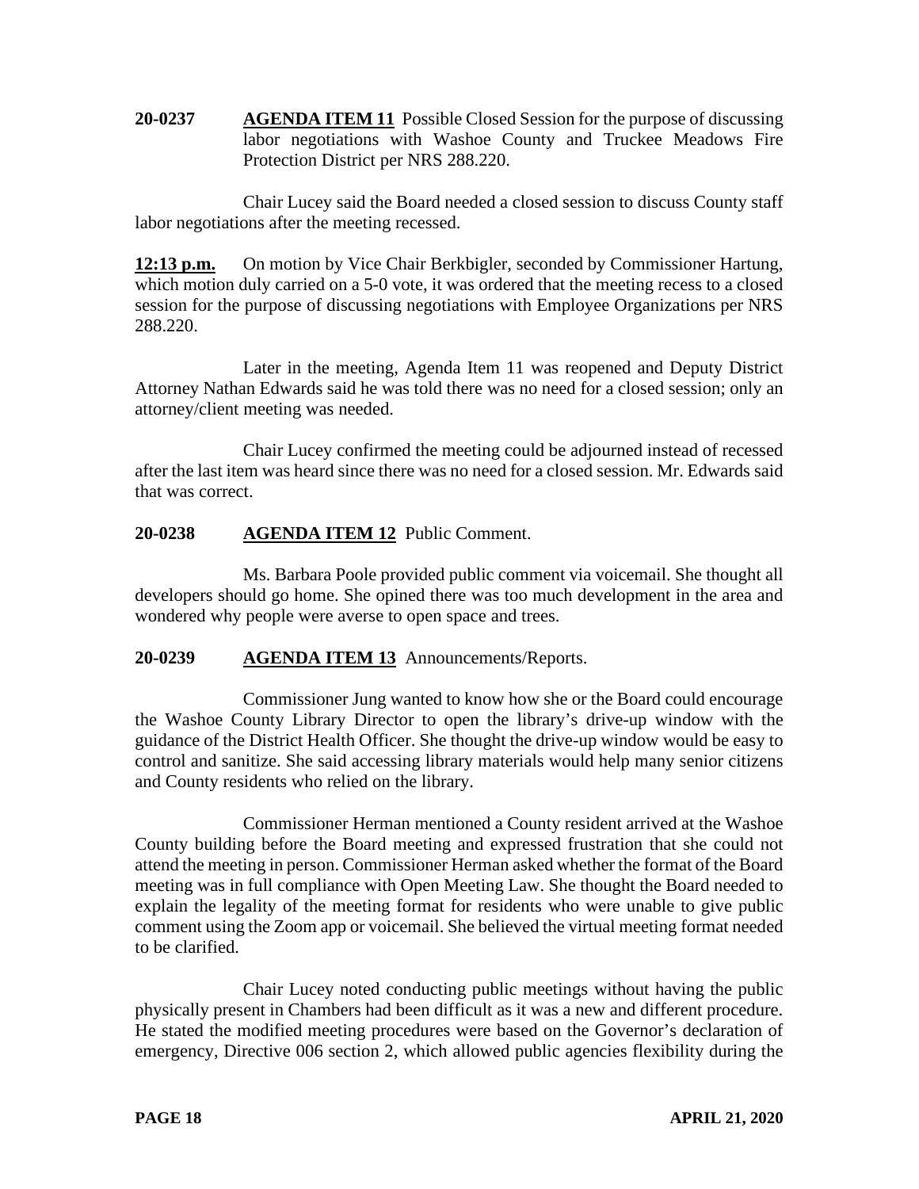**20-0237 AGENDA ITEM 11** Possible Closed Session for the purpose of discussing labor negotiations with Washoe County and Truckee Meadows Fire Protection District per NRS 288.220.

Chair Lucey said the Board needed a closed session to discuss County staff labor negotiations after the meeting recessed.

**12:13 p.m.** On motion by Vice Chair Berkbigler, seconded by Commissioner Hartung, which motion duly carried on a 5-0 vote, it was ordered that the meeting recess to a closed session for the purpose of discussing negotiations with Employee Organizations per NRS 288.220.

Later in the meeting, Agenda Item 11 was reopened and Deputy District Attorney Nathan Edwards said he was told there was no need for a closed session; only an attorney/client meeting was needed.

Chair Lucey confirmed the meeting could be adjourned instead of recessed after the last item was heard since there was no need for a closed session. Mr. Edwards said that was correct.

**20-0238 AGENDA ITEM 12** Public Comment.

Ms. Barbara Poole provided public comment via voicemail. She thought all developers should go home. She opined there was too much development in the area and wondered why people were averse to open space and trees.

**20-0239 AGENDA ITEM 13** Announcements/Reports.

Commissioner Jung wanted to know how she or the Board could encourage the Washoe County Library Director to open the library's drive-up window with the guidance of the District Health Officer. She thought the drive-up window would be easy to control and sanitize. She said accessing library materials would help many senior citizens and County residents who relied on the library.

Commissioner Herman mentioned a County resident arrived at the Washoe County building before the Board meeting and expressed frustration that she could not attend the meeting in person. Commissioner Herman asked whether the format of the Board meeting was in full compliance with Open Meeting Law. She thought the Board needed to explain the legality of the meeting format for residents who were unable to give public comment using the Zoom app or voicemail. She believed the virtual meeting format needed to be clarified.

Chair Lucey noted conducting public meetings without having the public physically present in Chambers had been difficult as it was a new and different procedure. He stated the modified meeting procedures were based on the Governor's declaration of emergency, Directive 006 section 2, which allowed public agencies flexibility during the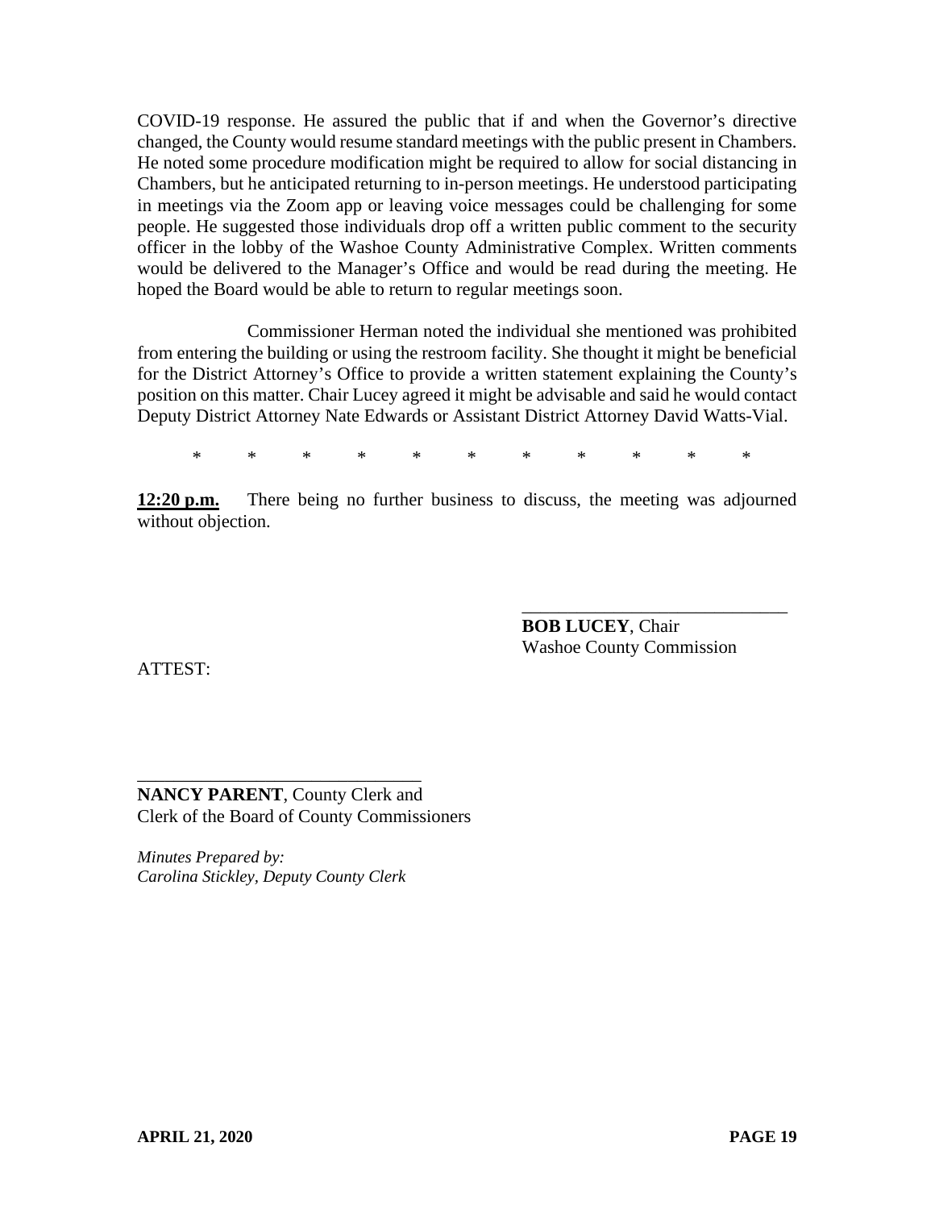COVID-19 response. He assured the public that if and when the Governor's directive changed, the County would resume standard meetings with the public present in Chambers. He noted some procedure modification might be required to allow for social distancing in Chambers, but he anticipated returning to in-person meetings. He understood participating in meetings via the Zoom app or leaving voice messages could be challenging for some people. He suggested those individuals drop off a written public comment to the security officer in the lobby of the Washoe County Administrative Complex. Written comments would be delivered to the Manager's Office and would be read during the meeting. He hoped the Board would be able to return to regular meetings soon.

Commissioner Herman noted the individual she mentioned was prohibited from entering the building or using the restroom facility. She thought it might be beneficial for the District Attorney's Office to provide a written statement explaining the County's position on this matter. Chair Lucey agreed it might be advisable and said he would contact Deputy District Attorney Nate Edwards or Assistant District Attorney David Watts-Vial.

\* \* \* \* \* \* \* \* \* \* \*

**12:20 p.m.** There being no further business to discuss, the meeting was adjourned without objection.

\_\_\_\_\_\_\_\_\_\_\_\_\_\_\_\_\_\_\_\_\_\_\_\_\_\_\_\_\_\_
**BOB LUCEY**, Chair
Washoe County Commission

ATTEST:

\_\_\_\_\_\_\_\_\_\_\_\_\_\_\_\_\_\_\_\_\_\_\_\_\_\_\_\_\_\_\_\_\_
**NANCY PARENT**, County Clerk and
Clerk of the Board of County Commissioners

*Minutes Prepared by:*
*Carolina Stickley, Deputy County Clerk*